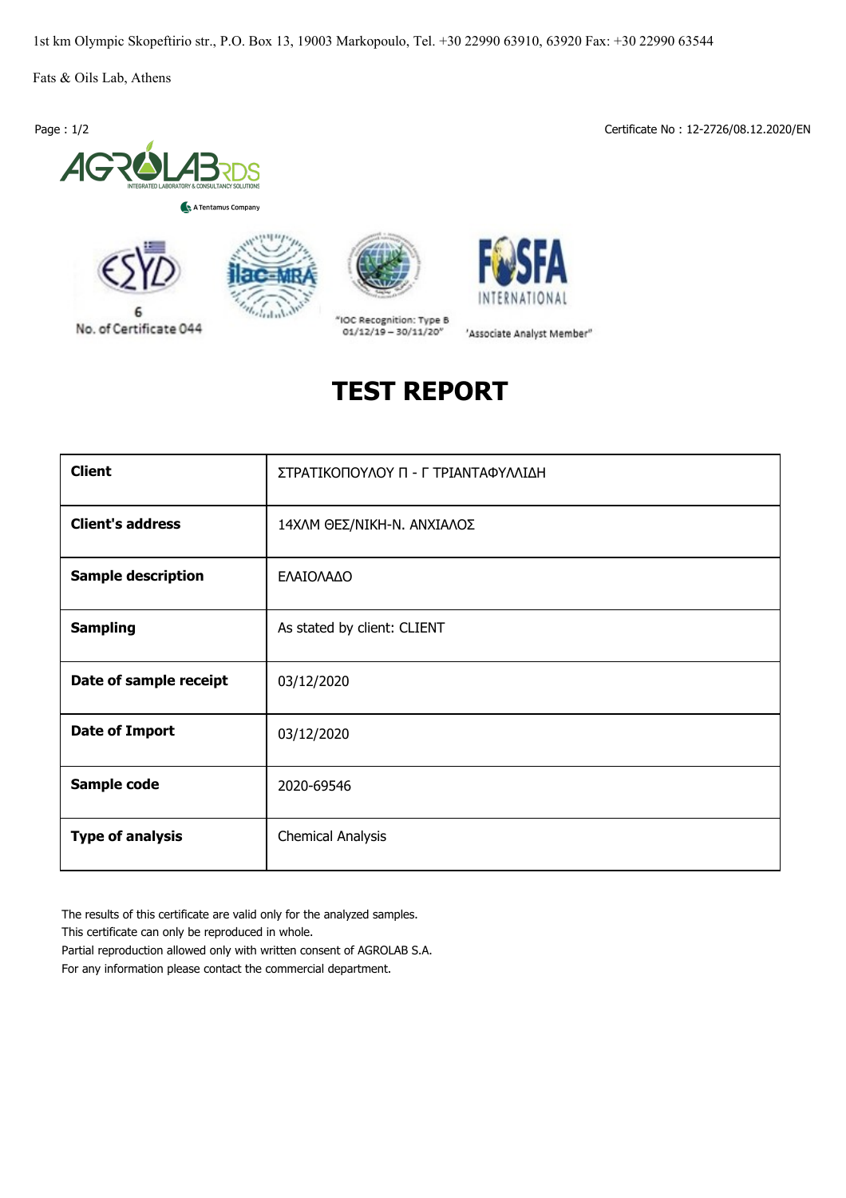1st km Olympic Skopeftirio str., P.O. Box 13, 19003 Markopoulo, Tel. +30 22990 63910, 63920 Fax: +30 22990 63544

Fats & Oils Lab, Athens

Certificate No : 12-2726/08.12.2020/EN

AGROLAB RDS
INTEGRATED LABORATORY & CONSULTANCY SOLUTIONS
A Tentamus Company

ESYD 6 No. of Certificate 044

"IOC Recognition: Type B 01/12/19 – 30/11/20"

FOSFA INTERNATIONAL "Associate Analyst Member"

# TEST REPORT

| | |
|---|---|
| **Client** | ΣΤΡΑΤΙΚΟΠΟΥΛΟΥ Π - Γ ΤΡΙΑΝΤΑΦΥΛΛΙΔΗ |
| **Client's address** | 14ΧΛΜ ΘΕΣ/ΝΙΚΗ-Ν. ΑΝΧΙΑΛΟΣ |
| **Sample description** | ΕΛΑΙΟΛΑΔΟ |
| **Sampling** | As stated by client: CLIENT |
| **Date of sample receipt** | 03/12/2020 |
| **Date of Import** | 03/12/2020 |
| **Sample code** | 2020-69546 |
| **Type of analysis** | Chemical Analysis |

The results of this certificate are valid only for the analyzed samples.
This certificate can only be reproduced in whole.
Partial reproduction allowed only with written consent of AGROLAB S.A.
For any information please contact the commercial department.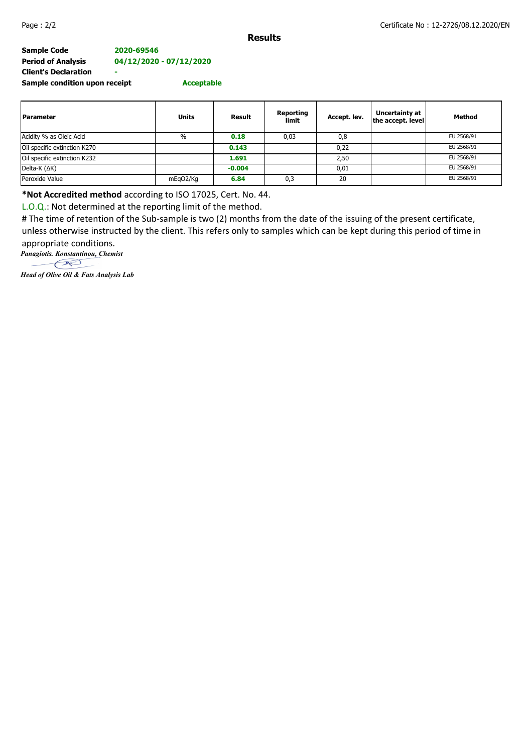## Results

**Sample Code** **2020-69546**
**Period of Analysis** **04/12/2020 - 07/12/2020**
**Client's Declaration** **-**
**Sample condition upon receipt** **Acceptable**

| Parameter | Units | Result | Reporting limit | Accept. lev. | Uncertainty at the accept. level | Method |
|---|---|---|---|---|---|---|
| Acidity % as Oleic Acid | % | **0.18** | 0,03 | 0,8 | | EU 2568/91 |
| Oil specific extinction K270 | | **0.143** | | 0,22 | | EU 2568/91 |
| Oil specific extinction K232 | | **1.691** | | 2,50 | | EU 2568/91 |
| Delta-K (ΔK) | | **-0.004** | | 0,01 | | EU 2568/91 |
| Peroxide Value | mEqO2/Kg | **6.84** | 0,3 | 20 | | EU 2568/91 |

***Not Accredited method** according to ISO 17025, Cert. No. 44.

L.O.Q.: Not determined at the reporting limit of the method.

# The time of retention of the Sub-sample is two (2) months from the date of the issuing of the present certificate, unless otherwise instructed by the client. This refers only to samples which can be kept during this period of time in appropriate conditions.

*Panagiotis. Konstantinou, Chemist*

*Head of Olive Oil & Fats Analysis Lab*